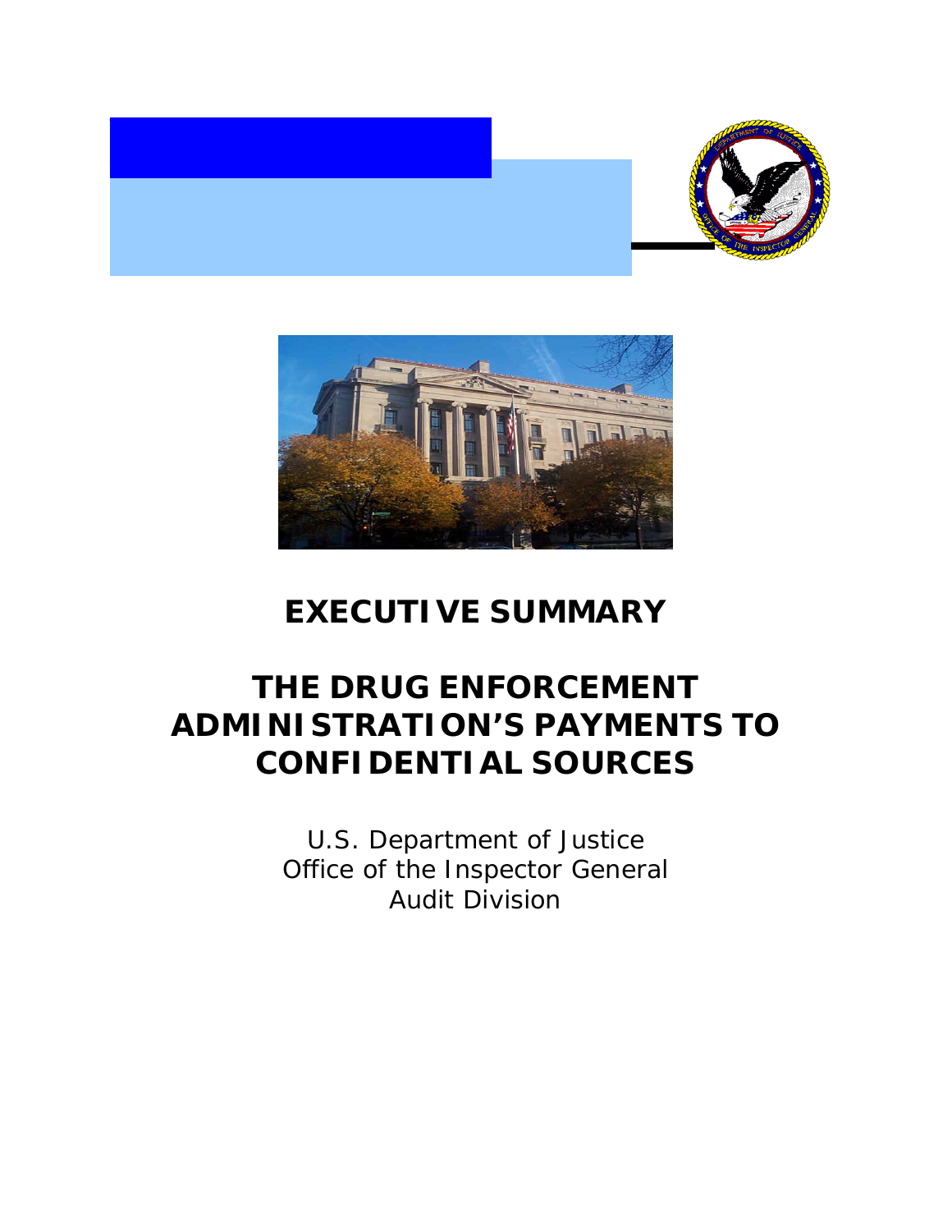# EXECUTIVE SUMMARY

# THE DRUG ENFORCEMENT ADMINISTRATION'S PAYMENTS TO CONFIDENTIAL SOURCES

U.S. Department of Justice
Office of the Inspector General
Audit Division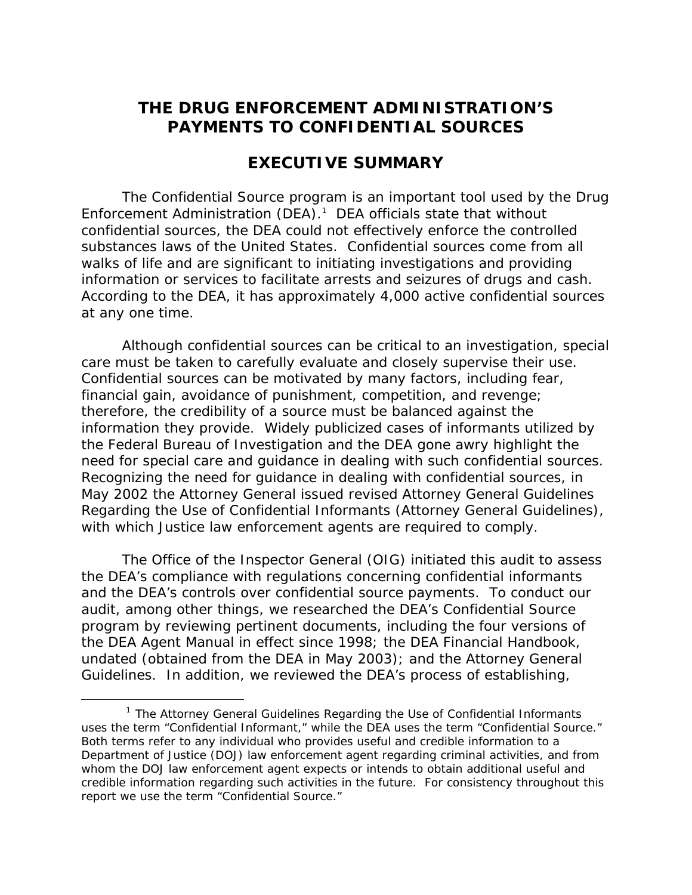# THE DRUG ENFORCEMENT ADMINISTRATION'S PAYMENTS TO CONFIDENTIAL SOURCES

## EXECUTIVE SUMMARY

The Confidential Source program is an important tool used by the Drug Enforcement Administration (DEA).[1] DEA officials state that without confidential sources, the DEA could not effectively enforce the controlled substances laws of the United States. Confidential sources come from all walks of life and are significant to initiating investigations and providing information or services to facilitate arrests and seizures of drugs and cash. According to the DEA, it has approximately 4,000 active confidential sources at any one time.

Although confidential sources can be critical to an investigation, special care must be taken to carefully evaluate and closely supervise their use. Confidential sources can be motivated by many factors, including fear, financial gain, avoidance of punishment, competition, and revenge; therefore, the credibility of a source must be balanced against the information they provide. Widely publicized cases of informants utilized by the Federal Bureau of Investigation and the DEA gone awry highlight the need for special care and guidance in dealing with such confidential sources. Recognizing the need for guidance in dealing with confidential sources, in May 2002 the Attorney General issued revised Attorney General Guidelines Regarding the Use of Confidential Informants (Attorney General Guidelines), with which Justice law enforcement agents are required to comply.

The Office of the Inspector General (OIG) initiated this audit to assess the DEA's compliance with regulations concerning confidential informants and the DEA's controls over confidential source payments. To conduct our audit, among other things, we researched the DEA's Confidential Source program by reviewing pertinent documents, including the four versions of the DEA Agent Manual in effect since 1998; the DEA Financial Handbook, undated (obtained from the DEA in May 2003); and the Attorney General Guidelines. In addition, we reviewed the DEA's process of establishing,

---

[1] The Attorney General Guidelines Regarding the Use of Confidential Informants uses the term "Confidential Informant," while the DEA uses the term "Confidential Source." Both terms refer to any individual who provides useful and credible information to a Department of Justice (DOJ) law enforcement agent regarding criminal activities, and from whom the DOJ law enforcement agent expects or intends to obtain additional useful and credible information regarding such activities in the future. For consistency throughout this report we use the term "Confidential Source."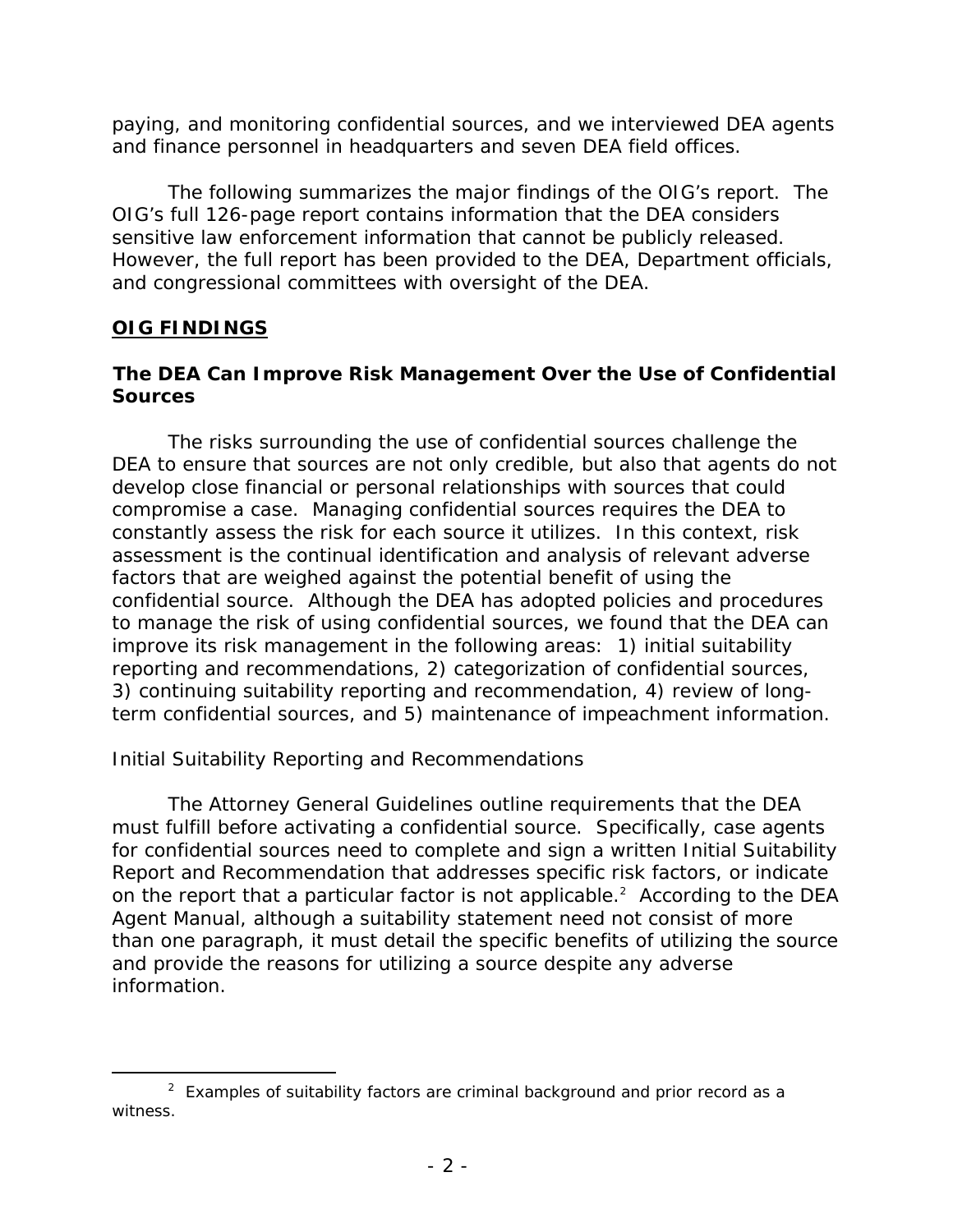paying, and monitoring confidential sources, and we interviewed DEA agents and finance personnel in headquarters and seven DEA field offices.

The following summarizes the major findings of the OIG's report. The OIG's full 126-page report contains information that the DEA considers sensitive law enforcement information that cannot be publicly released. However, the full report has been provided to the DEA, Department officials, and congressional committees with oversight of the DEA.

## **OIG FINDINGS**

### The DEA Can Improve Risk Management Over the Use of Confidential Sources

The risks surrounding the use of confidential sources challenge the DEA to ensure that sources are not only credible, but also that agents do not develop close financial or personal relationships with sources that could compromise a case. Managing confidential sources requires the DEA to constantly assess the risk for each source it utilizes. In this context, risk assessment is the continual identification and analysis of relevant adverse factors that are weighed against the potential benefit of using the confidential source. Although the DEA has adopted policies and procedures to manage the risk of using confidential sources, we found that the DEA can improve its risk management in the following areas: 1) initial suitability reporting and recommendations, 2) categorization of confidential sources, 3) continuing suitability reporting and recommendation, 4) review of long-term confidential sources, and 5) maintenance of impeachment information.

#### Initial Suitability Reporting and Recommendations

The Attorney General Guidelines outline requirements that the DEA must fulfill before activating a confidential source. Specifically, case agents for confidential sources need to complete and sign a written Initial Suitability Report and Recommendation that addresses specific risk factors, or indicate on the report that a particular factor is not applicable.[2] According to the DEA Agent Manual, although a suitability statement need not consist of more than one paragraph, it must detail the specific benefits of utilizing the source and provide the reasons for utilizing a source despite any adverse information.

---

[2] Examples of suitability factors are criminal background and prior record as a witness.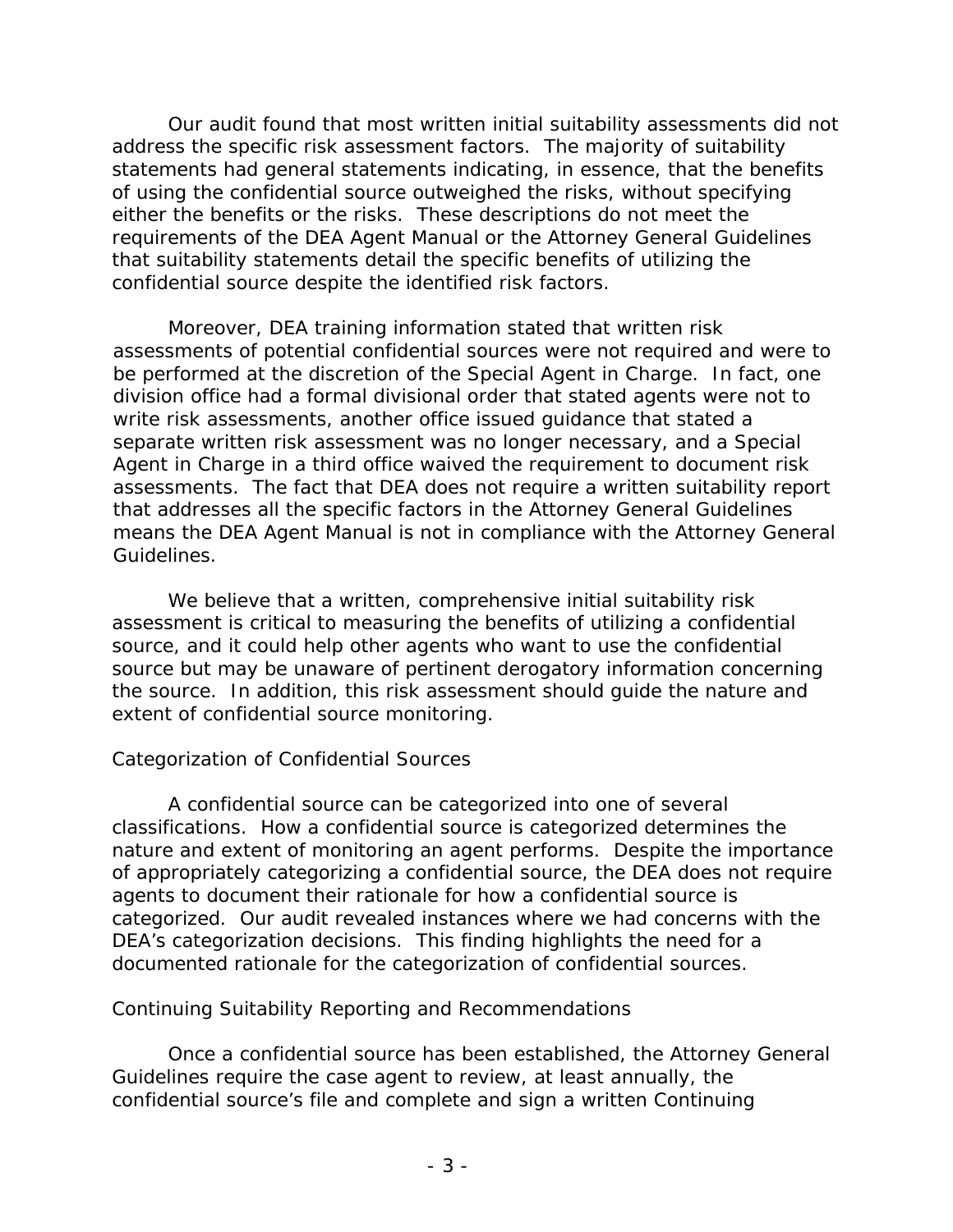Our audit found that most written initial suitability assessments did not address the specific risk assessment factors. The majority of suitability statements had general statements indicating, in essence, that the benefits of using the confidential source outweighed the risks, without specifying either the benefits or the risks. These descriptions do not meet the requirements of the DEA Agent Manual or the Attorney General Guidelines that suitability statements detail the specific benefits of utilizing the confidential source despite the identified risk factors.

Moreover, DEA training information stated that written risk assessments of potential confidential sources were not required and were to be performed at the discretion of the Special Agent in Charge. In fact, one division office had a formal divisional order that stated agents were not to write risk assessments, another office issued guidance that stated a separate written risk assessment was no longer necessary, and a Special Agent in Charge in a third office waived the requirement to document risk assessments. The fact that DEA does not require a written suitability report that addresses all the specific factors in the Attorney General Guidelines means the DEA Agent Manual is not in compliance with the Attorney General Guidelines.

We believe that a written, comprehensive initial suitability risk assessment is critical to measuring the benefits of utilizing a confidential source, and it could help other agents who want to use the confidential source but may be unaware of pertinent derogatory information concerning the source. In addition, this risk assessment should guide the nature and extent of confidential source monitoring.

## Categorization of Confidential Sources

A confidential source can be categorized into one of several classifications. How a confidential source is categorized determines the nature and extent of monitoring an agent performs. Despite the importance of appropriately categorizing a confidential source, the DEA does not require agents to document their rationale for how a confidential source is categorized. Our audit revealed instances where we had concerns with the DEA's categorization decisions. This finding highlights the need for a documented rationale for the categorization of confidential sources.

## Continuing Suitability Reporting and Recommendations

Once a confidential source has been established, the Attorney General Guidelines require the case agent to review, at least annually, the confidential source's file and complete and sign a written Continuing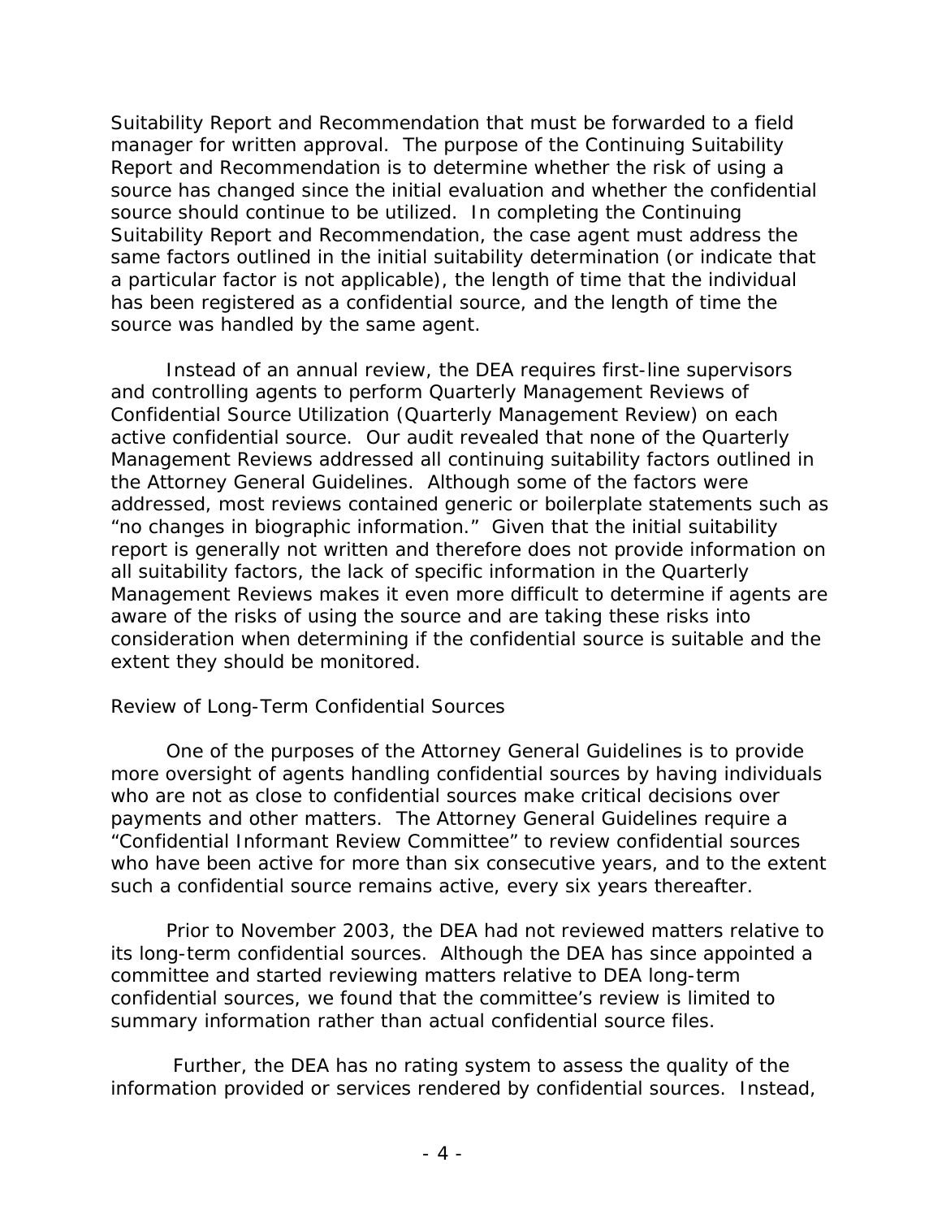Suitability Report and Recommendation that must be forwarded to a field manager for written approval. The purpose of the Continuing Suitability Report and Recommendation is to determine whether the risk of using a source has changed since the initial evaluation and whether the confidential source should continue to be utilized. In completing the Continuing Suitability Report and Recommendation, the case agent must address the same factors outlined in the initial suitability determination (or indicate that a particular factor is not applicable), the length of time that the individual has been registered as a confidential source, and the length of time the source was handled by the same agent.

Instead of an annual review, the DEA requires first-line supervisors and controlling agents to perform Quarterly Management Reviews of Confidential Source Utilization (Quarterly Management Review) on each active confidential source. Our audit revealed that none of the Quarterly Management Reviews addressed all continuing suitability factors outlined in the Attorney General Guidelines. Although some of the factors were addressed, most reviews contained generic or boilerplate statements such as "no changes in biographic information." Given that the initial suitability report is generally not written and therefore does not provide information on all suitability factors, the lack of specific information in the Quarterly Management Reviews makes it even more difficult to determine if agents are aware of the risks of using the source and are taking these risks into consideration when determining if the confidential source is suitable and the extent they should be monitored.

*Review of Long-Term Confidential Sources*

One of the purposes of the Attorney General Guidelines is to provide more oversight of agents handling confidential sources by having individuals who are not as close to confidential sources make critical decisions over payments and other matters. The Attorney General Guidelines require a "Confidential Informant Review Committee" to review confidential sources who have been active for more than six consecutive years, and to the extent such a confidential source remains active, every six years thereafter.

Prior to November 2003, the DEA had not reviewed matters relative to its long-term confidential sources. Although the DEA has since appointed a committee and started reviewing matters relative to DEA long-term confidential sources, we found that the committee's review is limited to summary information rather than actual confidential source files.

Further, the DEA has no rating system to assess the quality of the information provided or services rendered by confidential sources. Instead,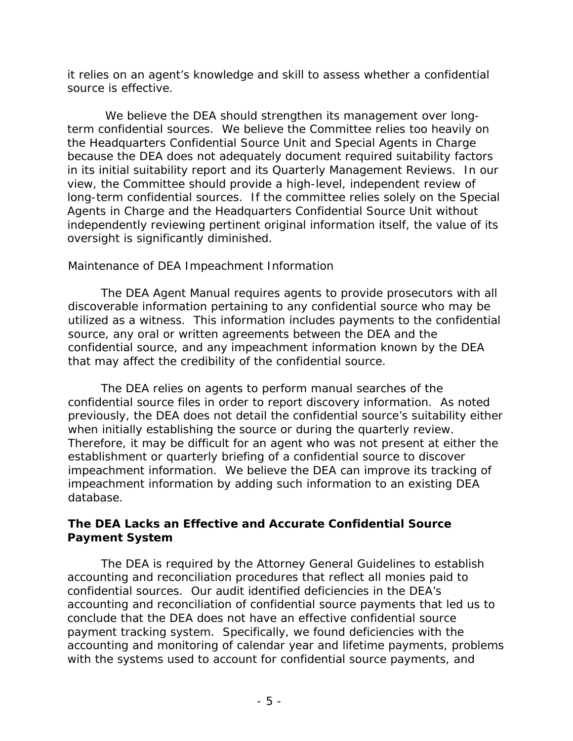it relies on an agent's knowledge and skill to assess whether a confidential source is effective.

We believe the DEA should strengthen its management over long-term confidential sources. We believe the Committee relies too heavily on the Headquarters Confidential Source Unit and Special Agents in Charge because the DEA does not adequately document required suitability factors in its initial suitability report and its Quarterly Management Reviews. In our view, the Committee should provide a high-level, independent review of long-term confidential sources. If the committee relies solely on the Special Agents in Charge and the Headquarters Confidential Source Unit without independently reviewing pertinent original information itself, the value of its oversight is significantly diminished.

*Maintenance of DEA Impeachment Information*

The DEA Agent Manual requires agents to provide prosecutors with all discoverable information pertaining to any confidential source who may be utilized as a witness. This information includes payments to the confidential source, any oral or written agreements between the DEA and the confidential source, and any impeachment information known by the DEA that may affect the credibility of the confidential source.

The DEA relies on agents to perform manual searches of the confidential source files in order to report discovery information. As noted previously, the DEA does not detail the confidential source's suitability either when initially establishing the source or during the quarterly review. Therefore, it may be difficult for an agent who was not present at either the establishment or quarterly briefing of a confidential source to discover impeachment information. We believe the DEA can improve its tracking of impeachment information by adding such information to an existing DEA database.

### The DEA Lacks an Effective and Accurate Confidential Source Payment System

The DEA is required by the Attorney General Guidelines to establish accounting and reconciliation procedures that reflect all monies paid to confidential sources. Our audit identified deficiencies in the DEA's accounting and reconciliation of confidential source payments that led us to conclude that the DEA does not have an effective confidential source payment tracking system. Specifically, we found deficiencies with the accounting and monitoring of calendar year and lifetime payments, problems with the systems used to account for confidential source payments, and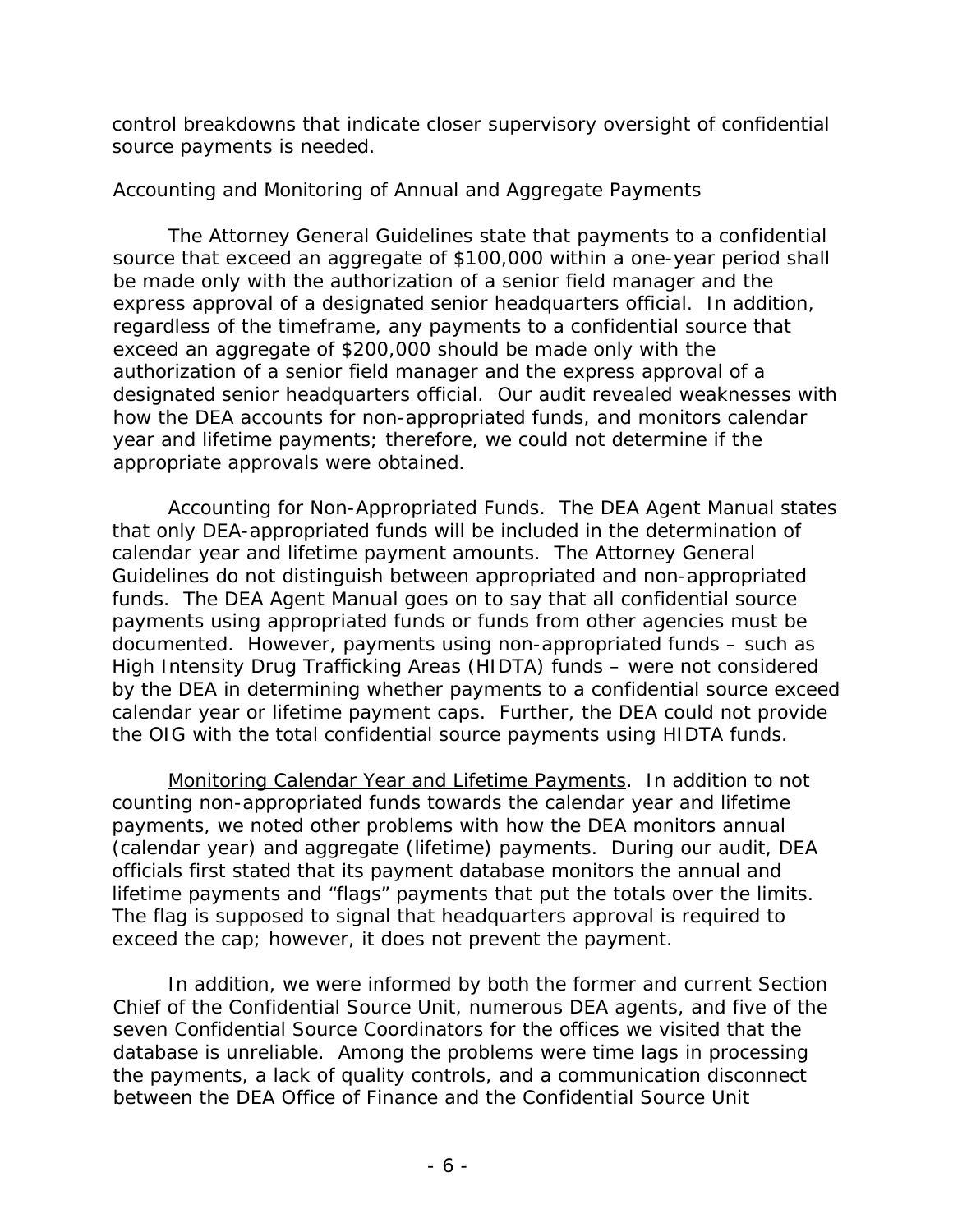control breakdowns that indicate closer supervisory oversight of confidential source payments is needed.

Accounting and Monitoring of Annual and Aggregate Payments

The Attorney General Guidelines state that payments to a confidential source that exceed an aggregate of $100,000 within a one-year period shall be made only with the authorization of a senior field manager and the express approval of a designated senior headquarters official. In addition, regardless of the timeframe, any payments to a confidential source that exceed an aggregate of $200,000 should be made only with the authorization of a senior field manager and the express approval of a designated senior headquarters official. Our audit revealed weaknesses with how the DEA accounts for non-appropriated funds, and monitors calendar year and lifetime payments; therefore, we could not determine if the appropriate approvals were obtained.

<u>Accounting for Non-Appropriated Funds.</u> The DEA Agent Manual states that only DEA-appropriated funds will be included in the determination of calendar year and lifetime payment amounts. The Attorney General Guidelines do not distinguish between appropriated and non-appropriated funds. The DEA Agent Manual goes on to say that all confidential source payments using appropriated funds or funds from other agencies must be documented. However, payments using non-appropriated funds – such as High Intensity Drug Trafficking Areas (HIDTA) funds – were not considered by the DEA in determining whether payments to a confidential source exceed calendar year or lifetime payment caps. Further, the DEA could not provide the OIG with the total confidential source payments using HIDTA funds.

<u>Monitoring Calendar Year and Lifetime Payments</u>. In addition to not counting non-appropriated funds towards the calendar year and lifetime payments, we noted other problems with how the DEA monitors annual (calendar year) and aggregate (lifetime) payments. During our audit, DEA officials first stated that its payment database monitors the annual and lifetime payments and "flags" payments that put the totals over the limits. The flag is supposed to signal that headquarters approval is required to exceed the cap; however, it does not prevent the payment.

In addition, we were informed by both the former and current Section Chief of the Confidential Source Unit, numerous DEA agents, and five of the seven Confidential Source Coordinators for the offices we visited that the database is unreliable. Among the problems were time lags in processing the payments, a lack of quality controls, and a communication disconnect between the DEA Office of Finance and the Confidential Source Unit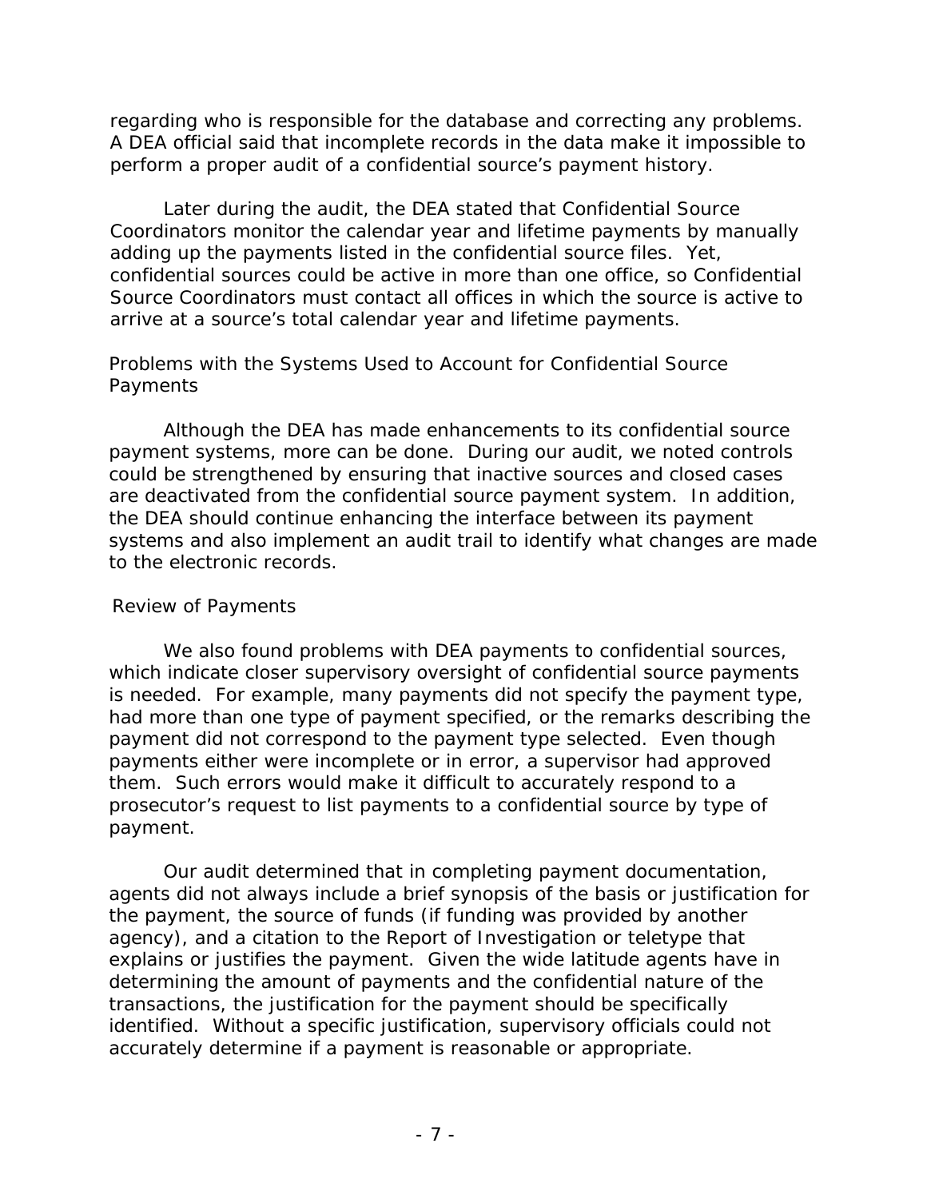regarding who is responsible for the database and correcting any problems. A DEA official said that incomplete records in the data make it impossible to perform a proper audit of a confidential source's payment history.

Later during the audit, the DEA stated that Confidential Source Coordinators monitor the calendar year and lifetime payments by manually adding up the payments listed in the confidential source files. Yet, confidential sources could be active in more than one office, so Confidential Source Coordinators must contact all offices in which the source is active to arrive at a source's total calendar year and lifetime payments.

### Problems with the Systems Used to Account for Confidential Source Payments

Although the DEA has made enhancements to its confidential source payment systems, more can be done. During our audit, we noted controls could be strengthened by ensuring that inactive sources and closed cases are deactivated from the confidential source payment system. In addition, the DEA should continue enhancing the interface between its payment systems and also implement an audit trail to identify what changes are made to the electronic records.

### Review of Payments

We also found problems with DEA payments to confidential sources, which indicate closer supervisory oversight of confidential source payments is needed. For example, many payments did not specify the payment type, had more than one type of payment specified, or the remarks describing the payment did not correspond to the payment type selected. Even though payments either were incomplete or in error, a supervisor had approved them. Such errors would make it difficult to accurately respond to a prosecutor's request to list payments to a confidential source by type of payment.

Our audit determined that in completing payment documentation, agents did not always include a brief synopsis of the basis or justification for the payment, the source of funds (if funding was provided by another agency), and a citation to the Report of Investigation or teletype that explains or justifies the payment. Given the wide latitude agents have in determining the amount of payments and the confidential nature of the transactions, the justification for the payment should be specifically identified. Without a specific justification, supervisory officials could not accurately determine if a payment is reasonable or appropriate.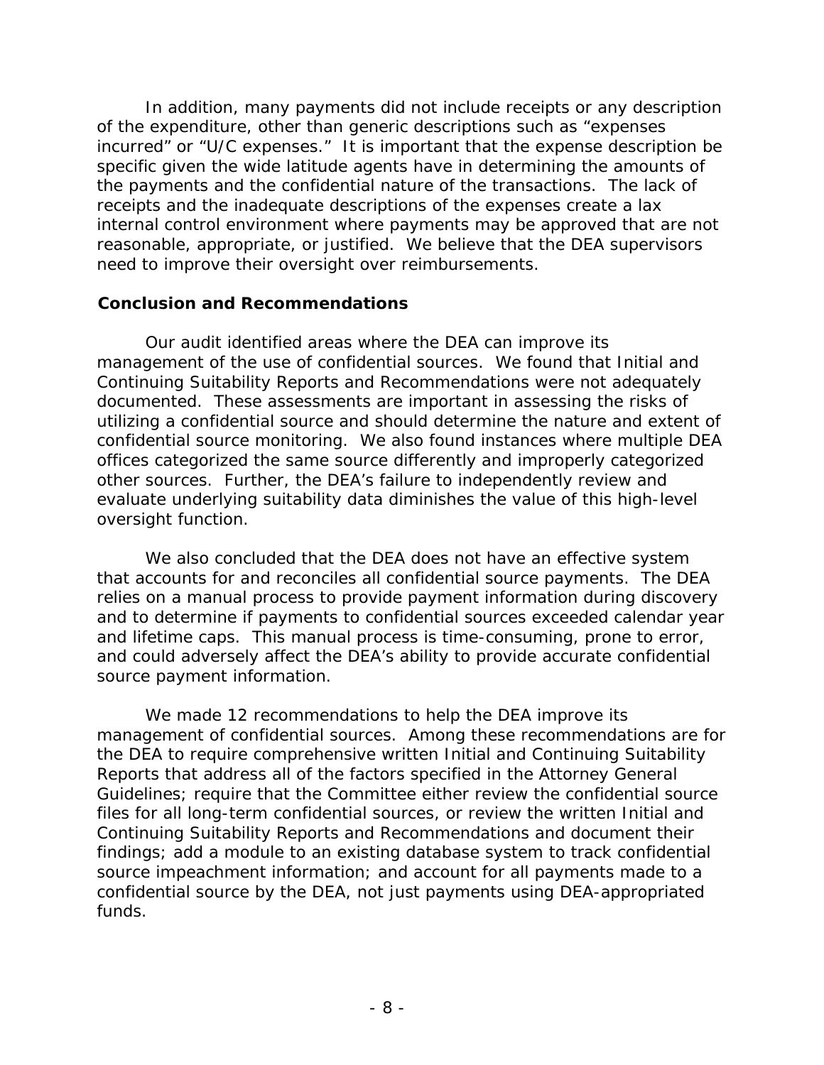In addition, many payments did not include receipts or any description of the expenditure, other than generic descriptions such as "expenses incurred" or "U/C expenses." It is important that the expense description be specific given the wide latitude agents have in determining the amounts of the payments and the confidential nature of the transactions. The lack of receipts and the inadequate descriptions of the expenses create a lax internal control environment where payments may be approved that are not reasonable, appropriate, or justified. We believe that the DEA supervisors need to improve their oversight over reimbursements.

## Conclusion and Recommendations

Our audit identified areas where the DEA can improve its management of the use of confidential sources. We found that Initial and Continuing Suitability Reports and Recommendations were not adequately documented. These assessments are important in assessing the risks of utilizing a confidential source and should determine the nature and extent of confidential source monitoring. We also found instances where multiple DEA offices categorized the same source differently and improperly categorized other sources. Further, the DEA's failure to independently review and evaluate underlying suitability data diminishes the value of this high-level oversight function.

We also concluded that the DEA does not have an effective system that accounts for and reconciles all confidential source payments. The DEA relies on a manual process to provide payment information during discovery and to determine if payments to confidential sources exceeded calendar year and lifetime caps. This manual process is time-consuming, prone to error, and could adversely affect the DEA's ability to provide accurate confidential source payment information.

We made 12 recommendations to help the DEA improve its management of confidential sources. Among these recommendations are for the DEA to require comprehensive written Initial and Continuing Suitability Reports that address all of the factors specified in the Attorney General Guidelines; require that the Committee either review the confidential source files for all long-term confidential sources, or review the written Initial and Continuing Suitability Reports and Recommendations and document their findings; add a module to an existing database system to track confidential source impeachment information; and account for all payments made to a confidential source by the DEA, not just payments using DEA-appropriated funds.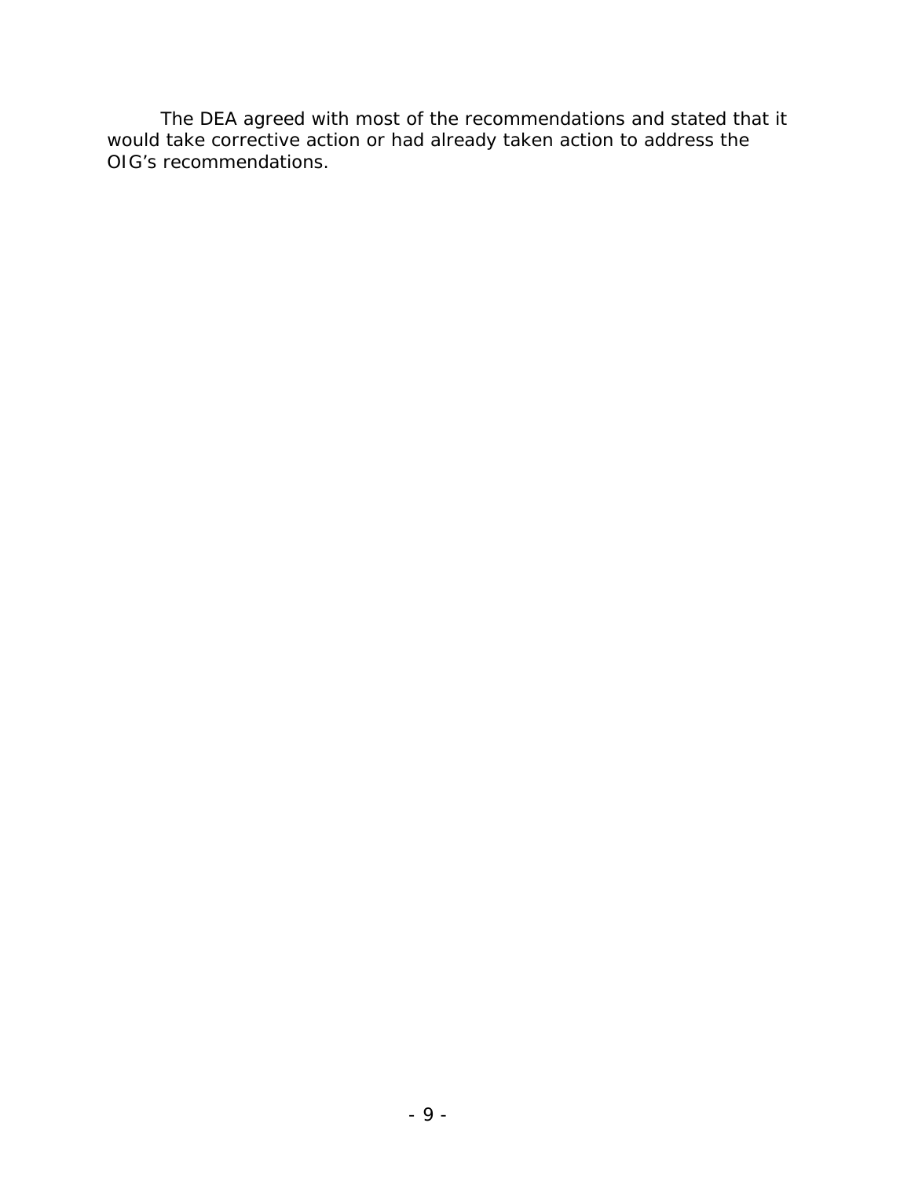The DEA agreed with most of the recommendations and stated that it would take corrective action or had already taken action to address the OIG's recommendations.